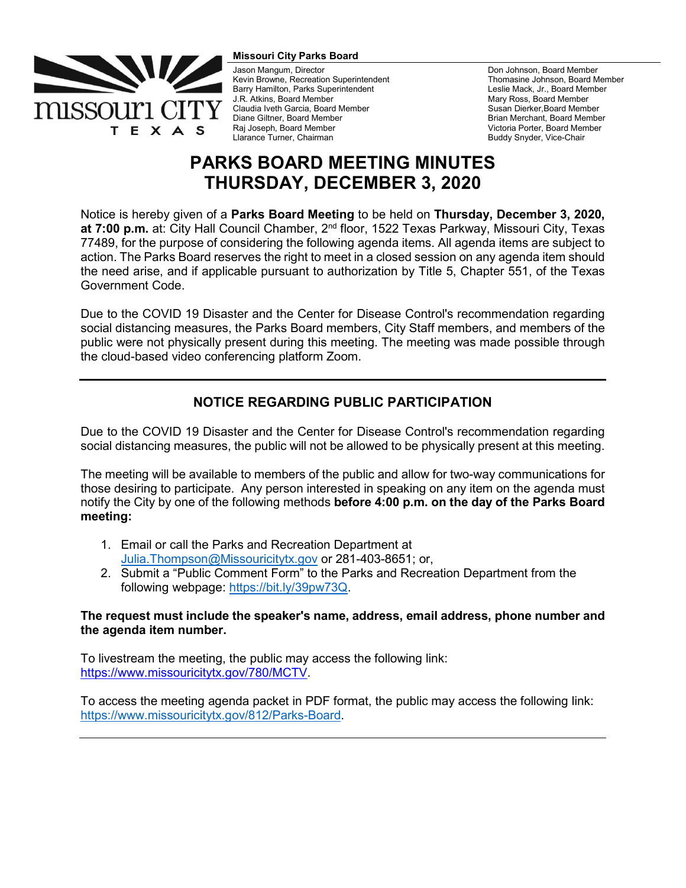**Missouri City Parks Board**

Jason Mangum, Director
Kevin Browne, Recreation Superintendent
Barry Hamilton, Parks Superintendent
J.R. Atkins, Board Member
Claudia Iveth Garcia, Board Member
Diane Giltner, Board Member
Raj Joseph, Board Member
Llarance Turner, Chairman
Don Johnson, Board Member
Thomasine Johnson, Board Member
Leslie Mack, Jr., Board Member
Mary Ross, Board Member
Susan Dierker, Board Member
Brian Merchant, Board Member
Victoria Porter, Board Member
Buddy Snyder, Vice-Chair

# PARKS BOARD MEETING MINUTES THURSDAY, DECEMBER 3, 2020

Notice is hereby given of a **Parks Board Meeting** to be held on **Thursday, December 3, 2020, at 7:00 p.m.** at: City Hall Council Chamber, 2nd floor, 1522 Texas Parkway, Missouri City, Texas 77489, for the purpose of considering the following agenda items. All agenda items are subject to action. The Parks Board reserves the right to meet in a closed session on any agenda item should the need arise, and if applicable pursuant to authorization by Title 5, Chapter 551, of the Texas Government Code.

Due to the COVID 19 Disaster and the Center for Disease Control's recommendation regarding social distancing measures, the Parks Board members, City Staff members, and members of the public were not physically present during this meeting. The meeting was made possible through the cloud-based video conferencing platform Zoom.

---

## NOTICE REGARDING PUBLIC PARTICIPATION

Due to the COVID 19 Disaster and the Center for Disease Control's recommendation regarding social distancing measures, the public will not be allowed to be physically present at this meeting.

The meeting will be available to members of the public and allow for two-way communications for those desiring to participate. Any person interested in speaking on any item on the agenda must notify the City by one of the following methods **before 4:00 p.m. on the day of the Parks Board meeting:**

1. Email or call the Parks and Recreation Department at Julia.Thompson@Missouricitytx.gov or 281-403-8651; or,
2. Submit a "Public Comment Form" to the Parks and Recreation Department from the following webpage: https://bit.ly/39pw73Q.

**The request must include the speaker's name, address, email address, phone number and the agenda item number.**

To livestream the meeting, the public may access the following link: https://www.missouricitytx.gov/780/MCTV.

To access the meeting agenda packet in PDF format, the public may access the following link: https://www.missouricitytx.gov/812/Parks-Board.

---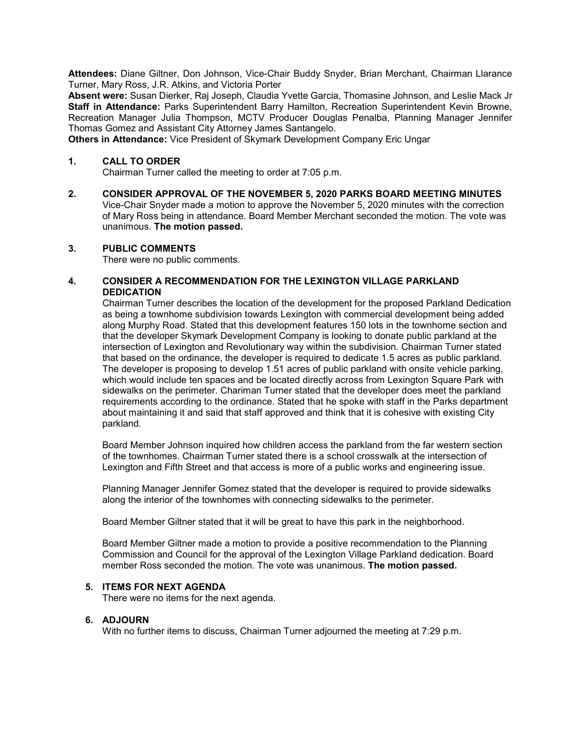**Attendees:** Diane Giltner, Don Johnson, Vice-Chair Buddy Snyder, Brian Merchant, Chairman Llarance Turner, Mary Ross, J.R. Atkins, and Victoria Porter
**Absent were:** Susan Dierker, Raj Joseph, Claudia Yvette Garcia, Thomasine Johnson, and Leslie Mack Jr
**Staff in Attendance:** Parks Superintendent Barry Hamilton, Recreation Superintendent Kevin Browne, Recreation Manager Julia Thompson, MCTV Producer Douglas Penalba, Planning Manager Jennifer Thomas Gomez and Assistant City Attorney James Santangelo.
**Others in Attendance:** Vice President of Skymark Development Company Eric Ungar

**1. CALL TO ORDER**

Chairman Turner called the meeting to order at 7:05 p.m.

**2. CONSIDER APPROVAL OF THE NOVEMBER 5, 2020 PARKS BOARD MEETING MINUTES**

Vice-Chair Snyder made a motion to approve the November 5, 2020 minutes with the correction of Mary Ross being in attendance. Board Member Merchant seconded the motion. The vote was unanimous. **The motion passed.**

**3. PUBLIC COMMENTS**

There were no public comments.

**4. CONSIDER A RECOMMENDATION FOR THE LEXINGTON VILLAGE PARKLAND DEDICATION**

Chairman Turner describes the location of the development for the proposed Parkland Dedication as being a townhome subdivision towards Lexington with commercial development being added along Murphy Road. Stated that this development features 150 lots in the townhome section and that the developer Skymark Development Company is looking to donate public parkland at the intersection of Lexington and Revolutionary way within the subdivision. Chairman Turner stated that based on the ordinance, the developer is required to dedicate 1.5 acres as public parkland. The developer is proposing to develop 1.51 acres of public parkland with onsite vehicle parking, which would include ten spaces and be located directly across from Lexington Square Park with sidewalks on the perimeter. Chariman Turner stated that the developer does meet the parkland requirements according to the ordinance. Stated that he spoke with staff in the Parks department about maintaining it and said that staff approved and think that it is cohesive with existing City parkland.

Board Member Johnson inquired how children access the parkland from the far western section of the townhomes. Chairman Turner stated there is a school crosswalk at the intersection of Lexington and Fifth Street and that access is more of a public works and engineering issue.

Planning Manager Jennifer Gomez stated that the developer is required to provide sidewalks along the interior of the townhomes with connecting sidewalks to the perimeter.

Board Member Giltner stated that it will be great to have this park in the neighborhood.

Board Member Giltner made a motion to provide a positive recommendation to the Planning Commission and Council for the approval of the Lexington Village Parkland dedication. Board member Ross seconded the motion. The vote was unanimous. **The motion passed.**

**5. ITEMS FOR NEXT AGENDA**

There were no items for the next agenda.

**6. ADJOURN**

With no further items to discuss, Chairman Turner adjourned the meeting at 7:29 p.m.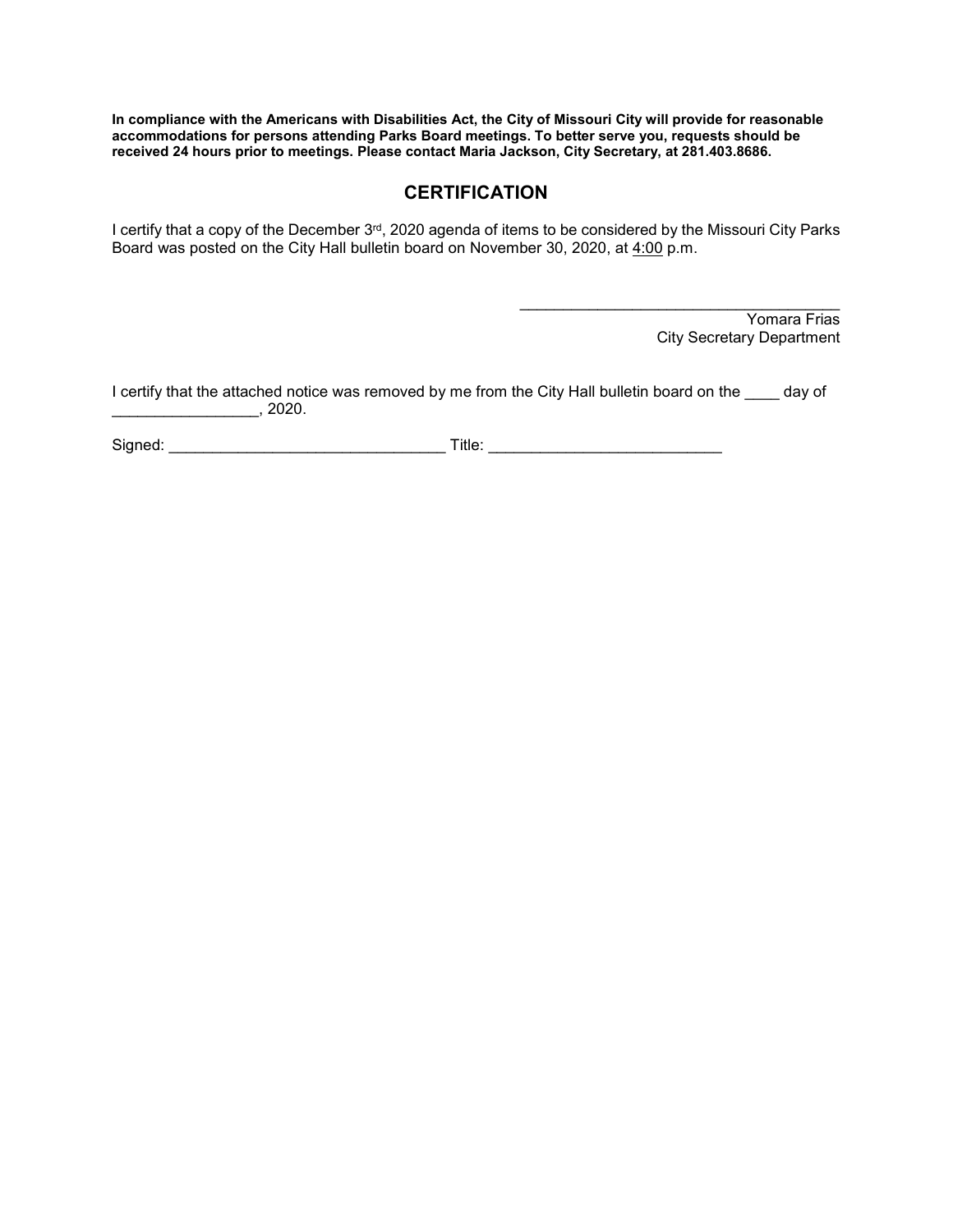**In compliance with the Americans with Disabilities Act, the City of Missouri City will provide for reasonable accommodations for persons attending Parks Board meetings. To better serve you, requests should be received 24 hours prior to meetings. Please contact Maria Jackson, City Secretary, at 281.403.8686.**

## CERTIFICATION

I certify that a copy of the December 3rd, 2020 agenda of items to be considered by the Missouri City Parks Board was posted on the City Hall bulletin board on November 30, 2020, at 4:00 p.m.

______________________________________
Yomara Frias
City Secretary Department

I certify that the attached notice was removed by me from the City Hall bulletin board on the ____ day of _________________, 2020.

Signed: ________________________________ Title: ___________________________